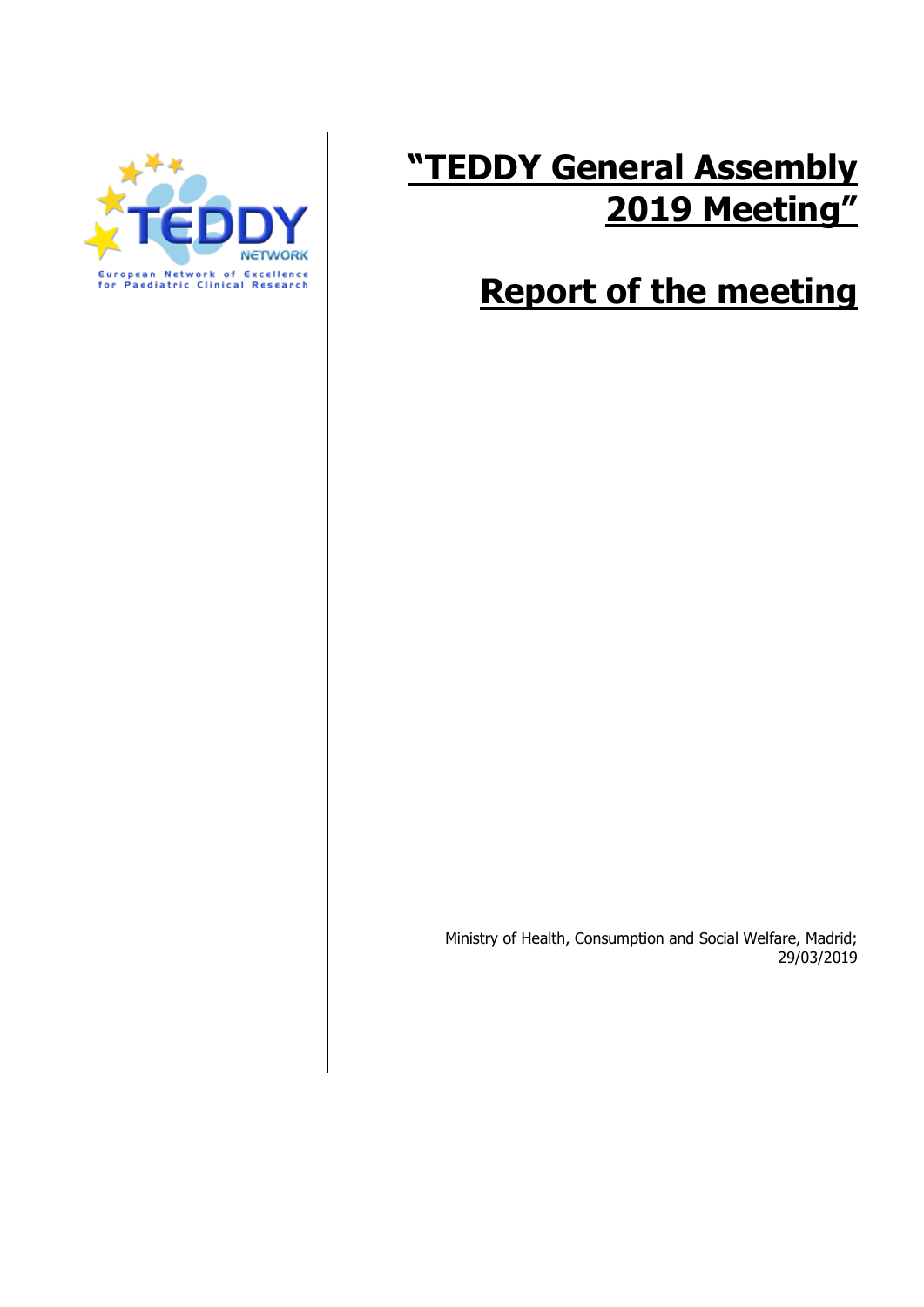# "TEDDY General Assembly 2019 Meeting"

# Report of the meeting

Ministry of Health, Consumption and Social Welfare, Madrid; 29/03/2019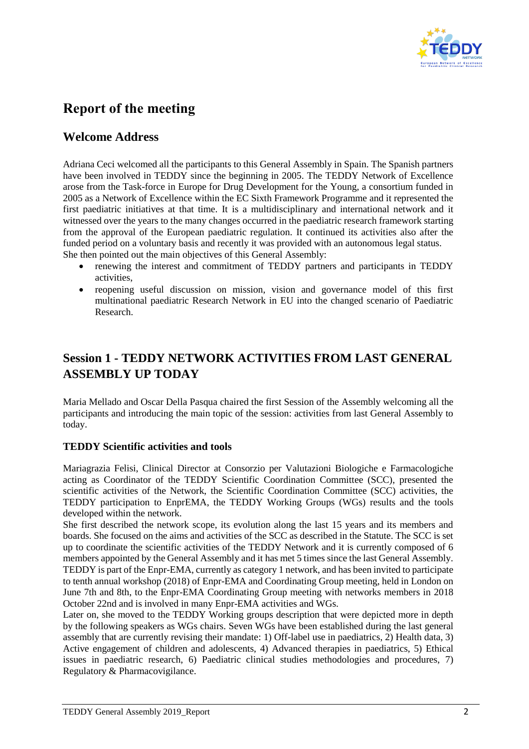# Report of the meeting

## Welcome Address

Adriana Ceci welcomed all the participants to this General Assembly in Spain. The Spanish partners have been involved in TEDDY since the beginning in 2005. The TEDDY Network of Excellence arose from the Task-force in Europe for Drug Development for the Young, a consortium funded in 2005 as a Network of Excellence within the EC Sixth Framework Programme and it represented the first paediatric initiatives at that time. It is a multidisciplinary and international network and it witnessed over the years to the many changes occurred in the paediatric research framework starting from the approval of the European paediatric regulation. It continued its activities also after the funded period on a voluntary basis and recently it was provided with an autonomous legal status.
She then pointed out the main objectives of this General Assembly:

- renewing the interest and commitment of TEDDY partners and participants in TEDDY activities,
- reopening useful discussion on mission, vision and governance model of this first multinational paediatric Research Network in EU into the changed scenario of Paediatric Research.

## Session 1 - TEDDY NETWORK ACTIVITIES FROM LAST GENERAL ASSEMBLY UP TODAY

Maria Mellado and Oscar Della Pasqua chaired the first Session of the Assembly welcoming all the participants and introducing the main topic of the session: activities from last General Assembly to today.

### TEDDY Scientific activities and tools

Mariagrazia Felisi, Clinical Director at Consorzio per Valutazioni Biologiche e Farmacologiche acting as Coordinator of the TEDDY Scientific Coordination Committee (SCC), presented the scientific activities of the Network, the Scientific Coordination Committee (SCC) activities, the TEDDY participation to EnprEMA, the TEDDY Working Groups (WGs) results and the tools developed within the network.
She first described the network scope, its evolution along the last 15 years and its members and boards. She focused on the aims and activities of the SCC as described in the Statute. The SCC is set up to coordinate the scientific activities of the TEDDY Network and it is currently composed of 6 members appointed by the General Assembly and it has met 5 times since the last General Assembly. TEDDY is part of the Enpr-EMA, currently as category 1 network, and has been invited to participate to tenth annual workshop (2018) of Enpr-EMA and Coordinating Group meeting, held in London on June 7th and 8th, to the Enpr-EMA Coordinating Group meeting with networks members in 2018 October 22nd and is involved in many Enpr-EMA activities and WGs.
Later on, she moved to the TEDDY Working groups description that were depicted more in depth by the following speakers as WGs chairs. Seven WGs have been established during the last general assembly that are currently revising their mandate: 1) Off-label use in paediatrics, 2) Health data, 3) Active engagement of children and adolescents, 4) Advanced therapies in paediatrics, 5) Ethical issues in paediatric research, 6) Paediatric clinical studies methodologies and procedures, 7) Regulatory & Pharmacovigilance.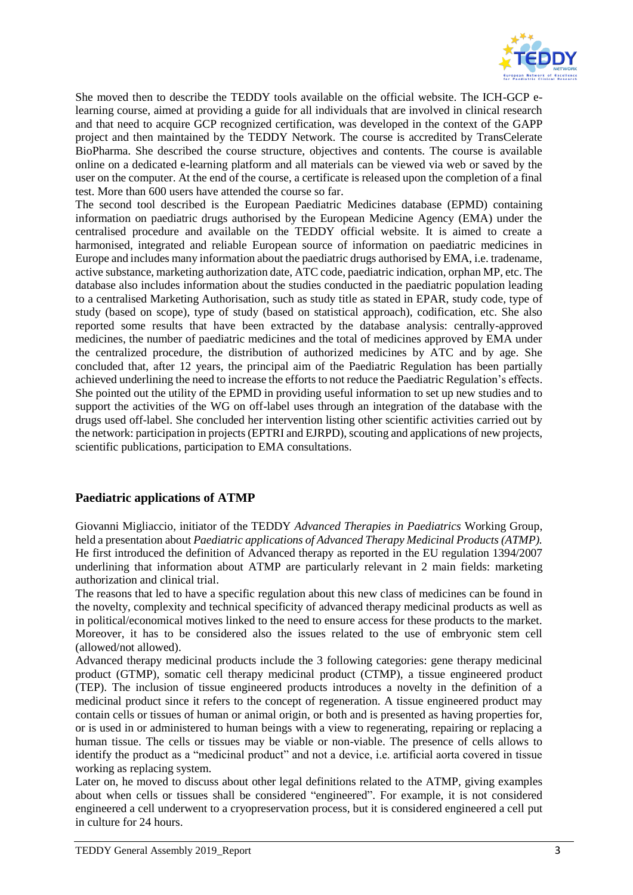She moved then to describe the TEDDY tools available on the official website. The ICH-GCP e-learning course, aimed at providing a guide for all individuals that are involved in clinical research and that need to acquire GCP recognized certification, was developed in the context of the GAPP project and then maintained by the TEDDY Network. The course is accredited by TransCelerate BioPharma. She described the course structure, objectives and contents. The course is available online on a dedicated e-learning platform and all materials can be viewed via web or saved by the user on the computer. At the end of the course, a certificate is released upon the completion of a final test. More than 600 users have attended the course so far.

The second tool described is the European Paediatric Medicines database (EPMD) containing information on paediatric drugs authorised by the European Medicine Agency (EMA) under the centralised procedure and available on the TEDDY official website. It is aimed to create a harmonised, integrated and reliable European source of information on paediatric medicines in Europe and includes many information about the paediatric drugs authorised by EMA, i.e. tradename, active substance, marketing authorization date, ATC code, paediatric indication, orphan MP, etc. The database also includes information about the studies conducted in the paediatric population leading to a centralised Marketing Authorisation, such as study title as stated in EPAR, study code, type of study (based on scope), type of study (based on statistical approach), codification, etc. She also reported some results that have been extracted by the database analysis: centrally-approved medicines, the number of paediatric medicines and the total of medicines approved by EMA under the centralized procedure, the distribution of authorized medicines by ATC and by age. She concluded that, after 12 years, the principal aim of the Paediatric Regulation has been partially achieved underlining the need to increase the efforts to not reduce the Paediatric Regulation's effects. She pointed out the utility of the EPMD in providing useful information to set up new studies and to support the activities of the WG on off-label uses through an integration of the database with the drugs used off-label. She concluded her intervention listing other scientific activities carried out by the network: participation in projects (EPTRI and EJRPD), scouting and applications of new projects, scientific publications, participation to EMA consultations.

## Paediatric applications of ATMP

Giovanni Migliaccio, initiator of the TEDDY *Advanced Therapies in Paediatrics* Working Group, held a presentation about *Paediatric applications of Advanced Therapy Medicinal Products (ATMP).* He first introduced the definition of Advanced therapy as reported in the EU regulation 1394/2007 underlining that information about ATMP are particularly relevant in 2 main fields: marketing authorization and clinical trial.

The reasons that led to have a specific regulation about this new class of medicines can be found in the novelty, complexity and technical specificity of advanced therapy medicinal products as well as in political/economical motives linked to the need to ensure access for these products to the market. Moreover, it has to be considered also the issues related to the use of embryonic stem cell (allowed/not allowed).

Advanced therapy medicinal products include the 3 following categories: gene therapy medicinal product (GTMP), somatic cell therapy medicinal product (CTMP), a tissue engineered product (TEP). The inclusion of tissue engineered products introduces a novelty in the definition of a medicinal product since it refers to the concept of regeneration. A tissue engineered product may contain cells or tissues of human or animal origin, or both and is presented as having properties for, or is used in or administered to human beings with a view to regenerating, repairing or replacing a human tissue. The cells or tissues may be viable or non-viable. The presence of cells allows to identify the product as a "medicinal product" and not a device, i.e. artificial aorta covered in tissue working as replacing system.

Later on, he moved to discuss about other legal definitions related to the ATMP, giving examples about when cells or tissues shall be considered "engineered". For example, it is not considered engineered a cell underwent to a cryopreservation process, but it is considered engineered a cell put in culture for 24 hours.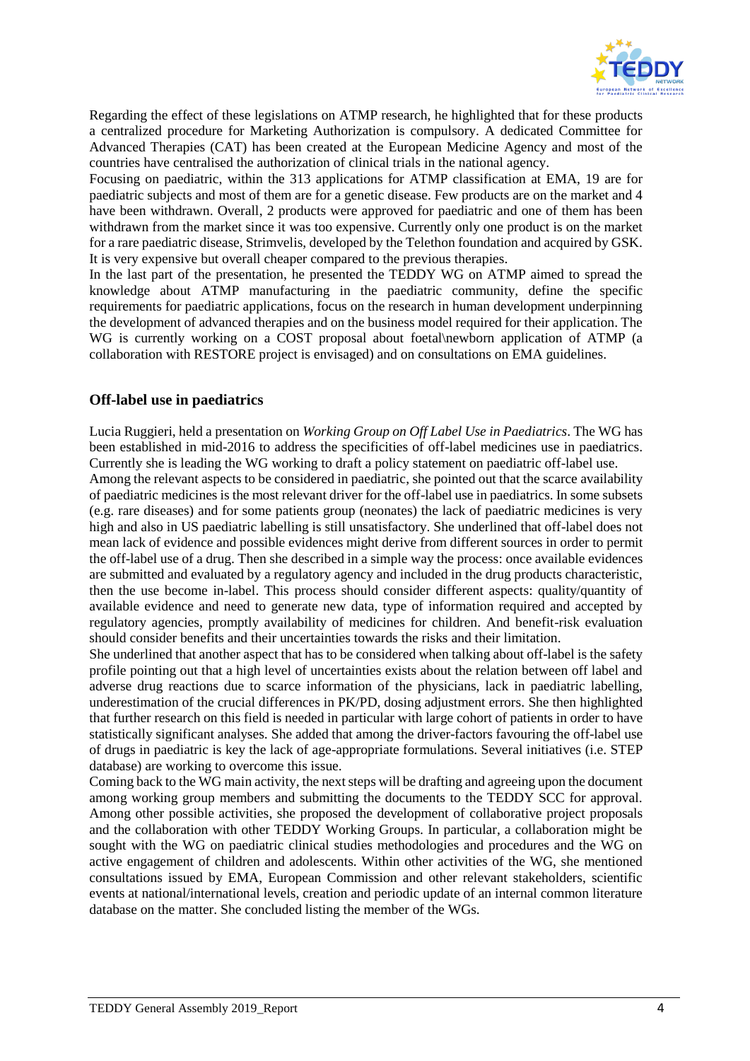Regarding the effect of these legislations on ATMP research, he highlighted that for these products a centralized procedure for Marketing Authorization is compulsory. A dedicated Committee for Advanced Therapies (CAT) has been created at the European Medicine Agency and most of the countries have centralised the authorization of clinical trials in the national agency.

Focusing on paediatric, within the 313 applications for ATMP classification at EMA, 19 are for paediatric subjects and most of them are for a genetic disease. Few products are on the market and 4 have been withdrawn. Overall, 2 products were approved for paediatric and one of them has been withdrawn from the market since it was too expensive. Currently only one product is on the market for a rare paediatric disease, Strimvelis, developed by the Telethon foundation and acquired by GSK. It is very expensive but overall cheaper compared to the previous therapies.

In the last part of the presentation, he presented the TEDDY WG on ATMP aimed to spread the knowledge about ATMP manufacturing in the paediatric community, define the specific requirements for paediatric applications, focus on the research in human development underpinning the development of advanced therapies and on the business model required for their application. The WG is currently working on a COST proposal about foetal\newborn application of ATMP (a collaboration with RESTORE project is envisaged) and on consultations on EMA guidelines.

## Off-label use in paediatrics

Lucia Ruggieri, held a presentation on *Working Group on Off Label Use in Paediatrics*. The WG has been established in mid-2016 to address the specificities of off-label medicines use in paediatrics. Currently she is leading the WG working to draft a policy statement on paediatric off-label use.

Among the relevant aspects to be considered in paediatric, she pointed out that the scarce availability of paediatric medicines is the most relevant driver for the off-label use in paediatrics. In some subsets (e.g. rare diseases) and for some patients group (neonates) the lack of paediatric medicines is very high and also in US paediatric labelling is still unsatisfactory. She underlined that off-label does not mean lack of evidence and possible evidences might derive from different sources in order to permit the off-label use of a drug. Then she described in a simple way the process: once available evidences are submitted and evaluated by a regulatory agency and included in the drug products characteristic, then the use become in-label. This process should consider different aspects: quality/quantity of available evidence and need to generate new data, type of information required and accepted by regulatory agencies, promptly availability of medicines for children. And benefit-risk evaluation should consider benefits and their uncertainties towards the risks and their limitation.

She underlined that another aspect that has to be considered when talking about off-label is the safety profile pointing out that a high level of uncertainties exists about the relation between off label and adverse drug reactions due to scarce information of the physicians, lack in paediatric labelling, underestimation of the crucial differences in PK/PD, dosing adjustment errors. She then highlighted that further research on this field is needed in particular with large cohort of patients in order to have statistically significant analyses. She added that among the driver-factors favouring the off-label use of drugs in paediatric is key the lack of age-appropriate formulations. Several initiatives (i.e. STEP database) are working to overcome this issue.

Coming back to the WG main activity, the next steps will be drafting and agreeing upon the document among working group members and submitting the documents to the TEDDY SCC for approval. Among other possible activities, she proposed the development of collaborative project proposals and the collaboration with other TEDDY Working Groups. In particular, a collaboration might be sought with the WG on paediatric clinical studies methodologies and procedures and the WG on active engagement of children and adolescents. Within other activities of the WG, she mentioned consultations issued by EMA, European Commission and other relevant stakeholders, scientific events at national/international levels, creation and periodic update of an internal common literature database on the matter. She concluded listing the member of the WGs.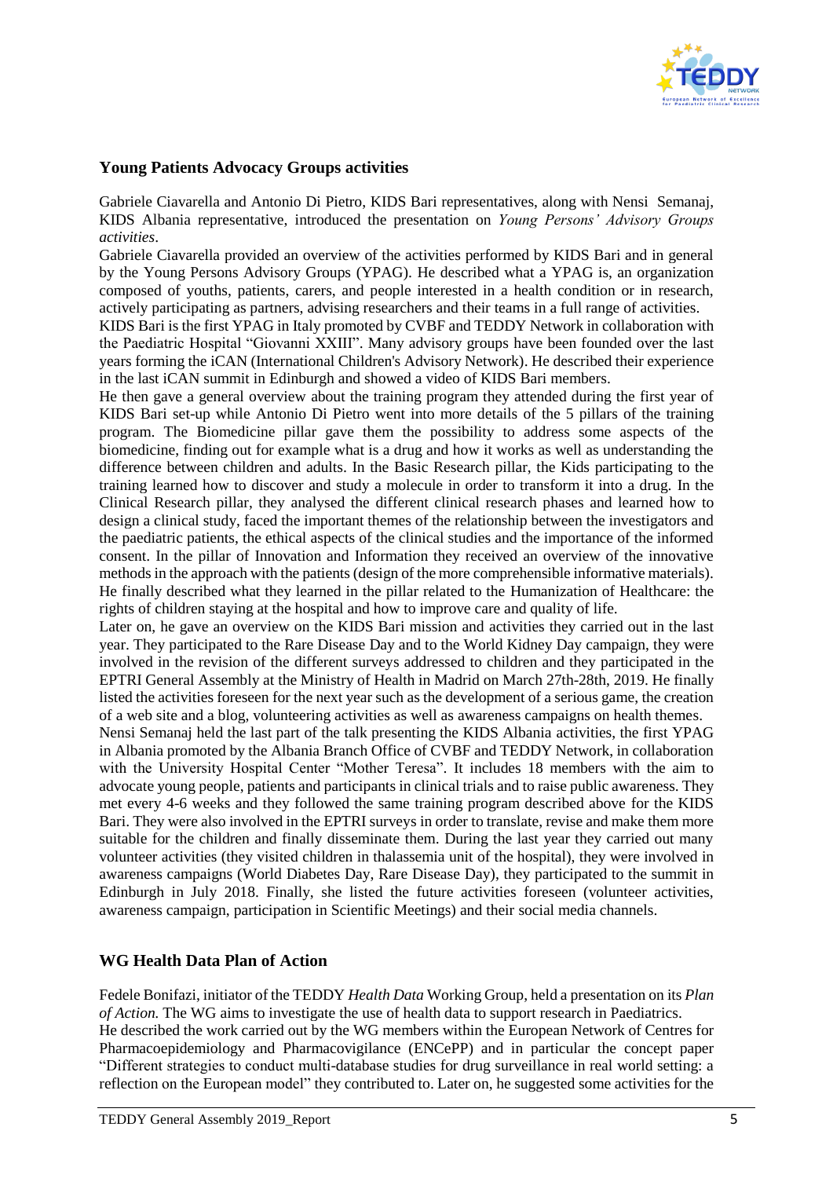## Young Patients Advocacy Groups activities

Gabriele Ciavarella and Antonio Di Pietro, KIDS Bari representatives, along with Nensi Semanaj, KIDS Albania representative, introduced the presentation on *Young Persons' Advisory Groups activities*.

Gabriele Ciavarella provided an overview of the activities performed by KIDS Bari and in general by the Young Persons Advisory Groups (YPAG). He described what a YPAG is, an organization composed of youths, patients, carers, and people interested in a health condition or in research, actively participating as partners, advising researchers and their teams in a full range of activities.

KIDS Bari is the first YPAG in Italy promoted by CVBF and TEDDY Network in collaboration with the Paediatric Hospital "Giovanni XXIII". Many advisory groups have been founded over the last years forming the iCAN (International Children's Advisory Network). He described their experience in the last iCAN summit in Edinburgh and showed a video of KIDS Bari members.

He then gave a general overview about the training program they attended during the first year of KIDS Bari set-up while Antonio Di Pietro went into more details of the 5 pillars of the training program. The Biomedicine pillar gave them the possibility to address some aspects of the biomedicine, finding out for example what is a drug and how it works as well as understanding the difference between children and adults. In the Basic Research pillar, the Kids participating to the training learned how to discover and study a molecule in order to transform it into a drug. In the Clinical Research pillar, they analysed the different clinical research phases and learned how to design a clinical study, faced the important themes of the relationship between the investigators and the paediatric patients, the ethical aspects of the clinical studies and the importance of the informed consent. In the pillar of Innovation and Information they received an overview of the innovative methods in the approach with the patients (design of the more comprehensible informative materials). He finally described what they learned in the pillar related to the Humanization of Healthcare: the rights of children staying at the hospital and how to improve care and quality of life.

Later on, he gave an overview on the KIDS Bari mission and activities they carried out in the last year. They participated to the Rare Disease Day and to the World Kidney Day campaign, they were involved in the revision of the different surveys addressed to children and they participated in the EPTRI General Assembly at the Ministry of Health in Madrid on March 27th-28th, 2019. He finally listed the activities foreseen for the next year such as the development of a serious game, the creation of a web site and a blog, volunteering activities as well as awareness campaigns on health themes.

Nensi Semanaj held the last part of the talk presenting the KIDS Albania activities, the first YPAG in Albania promoted by the Albania Branch Office of CVBF and TEDDY Network, in collaboration with the University Hospital Center "Mother Teresa". It includes 18 members with the aim to advocate young people, patients and participants in clinical trials and to raise public awareness. They met every 4-6 weeks and they followed the same training program described above for the KIDS Bari. They were also involved in the EPTRI surveys in order to translate, revise and make them more suitable for the children and finally disseminate them. During the last year they carried out many volunteer activities (they visited children in thalassemia unit of the hospital), they were involved in awareness campaigns (World Diabetes Day, Rare Disease Day), they participated to the summit in Edinburgh in July 2018. Finally, she listed the future activities foreseen (volunteer activities, awareness campaign, participation in Scientific Meetings) and their social media channels.

## WG Health Data Plan of Action

Fedele Bonifazi, initiator of the TEDDY *Health Data* Working Group, held a presentation on its *Plan of Action.* The WG aims to investigate the use of health data to support research in Paediatrics.

He described the work carried out by the WG members within the European Network of Centres for Pharmacoepidemiology and Pharmacovigilance (ENCePP) and in particular the concept paper "Different strategies to conduct multi-database studies for drug surveillance in real world setting: a reflection on the European model" they contributed to. Later on, he suggested some activities for the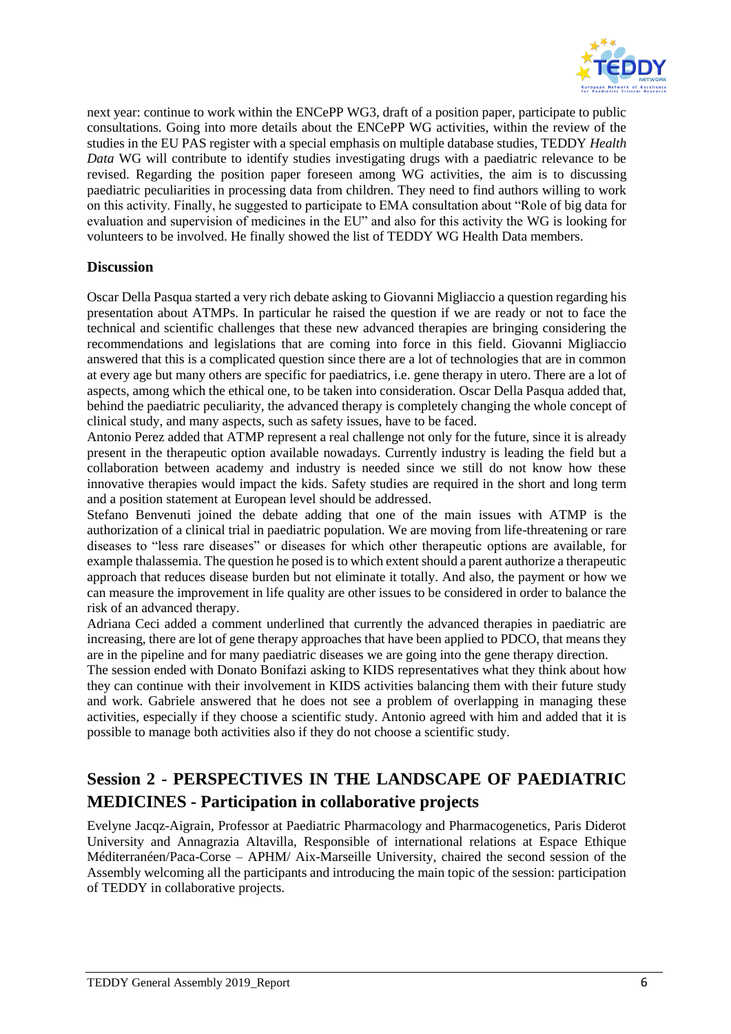next year: continue to work within the ENCePP WG3, draft of a position paper, participate to public consultations. Going into more details about the ENCePP WG activities, within the review of the studies in the EU PAS register with a special emphasis on multiple database studies, TEDDY *Health Data* WG will contribute to identify studies investigating drugs with a paediatric relevance to be revised. Regarding the position paper foreseen among WG activities, the aim is to discussing paediatric peculiarities in processing data from children. They need to find authors willing to work on this activity. Finally, he suggested to participate to EMA consultation about "Role of big data for evaluation and supervision of medicines in the EU" and also for this activity the WG is looking for volunteers to be involved. He finally showed the list of TEDDY WG Health Data members.

### Discussion

Oscar Della Pasqua started a very rich debate asking to Giovanni Migliaccio a question regarding his presentation about ATMPs. In particular he raised the question if we are ready or not to face the technical and scientific challenges that these new advanced therapies are bringing considering the recommendations and legislations that are coming into force in this field. Giovanni Migliaccio answered that this is a complicated question since there are a lot of technologies that are in common at every age but many others are specific for paediatrics, i.e. gene therapy in utero. There are a lot of aspects, among which the ethical one, to be taken into consideration. Oscar Della Pasqua added that, behind the paediatric peculiarity, the advanced therapy is completely changing the whole concept of clinical study, and many aspects, such as safety issues, have to be faced.

Antonio Perez added that ATMP represent a real challenge not only for the future, since it is already present in the therapeutic option available nowadays. Currently industry is leading the field but a collaboration between academy and industry is needed since we still do not know how these innovative therapies would impact the kids. Safety studies are required in the short and long term and a position statement at European level should be addressed.

Stefano Benvenuti joined the debate adding that one of the main issues with ATMP is the authorization of a clinical trial in paediatric population. We are moving from life-threatening or rare diseases to "less rare diseases" or diseases for which other therapeutic options are available, for example thalassemia. The question he posed is to which extent should a parent authorize a therapeutic approach that reduces disease burden but not eliminate it totally. And also, the payment or how we can measure the improvement in life quality are other issues to be considered in order to balance the risk of an advanced therapy.

Adriana Ceci added a comment underlined that currently the advanced therapies in paediatric are increasing, there are lot of gene therapy approaches that have been applied to PDCO, that means they are in the pipeline and for many paediatric diseases we are going into the gene therapy direction.

The session ended with Donato Bonifazi asking to KIDS representatives what they think about how they can continue with their involvement in KIDS activities balancing them with their future study and work. Gabriele answered that he does not see a problem of overlapping in managing these activities, especially if they choose a scientific study. Antonio agreed with him and added that it is possible to manage both activities also if they do not choose a scientific study.

## Session 2 - PERSPECTIVES IN THE LANDSCAPE OF PAEDIATRIC MEDICINES - Participation in collaborative projects

Evelyne Jacqz-Aigrain, Professor at Paediatric Pharmacology and Pharmacogenetics, Paris Diderot University and Annagrazia Altavilla, Responsible of international relations at Espace Ethique Méditerranéen/Paca-Corse – APHM/ Aix-Marseille University, chaired the second session of the Assembly welcoming all the participants and introducing the main topic of the session: participation of TEDDY in collaborative projects.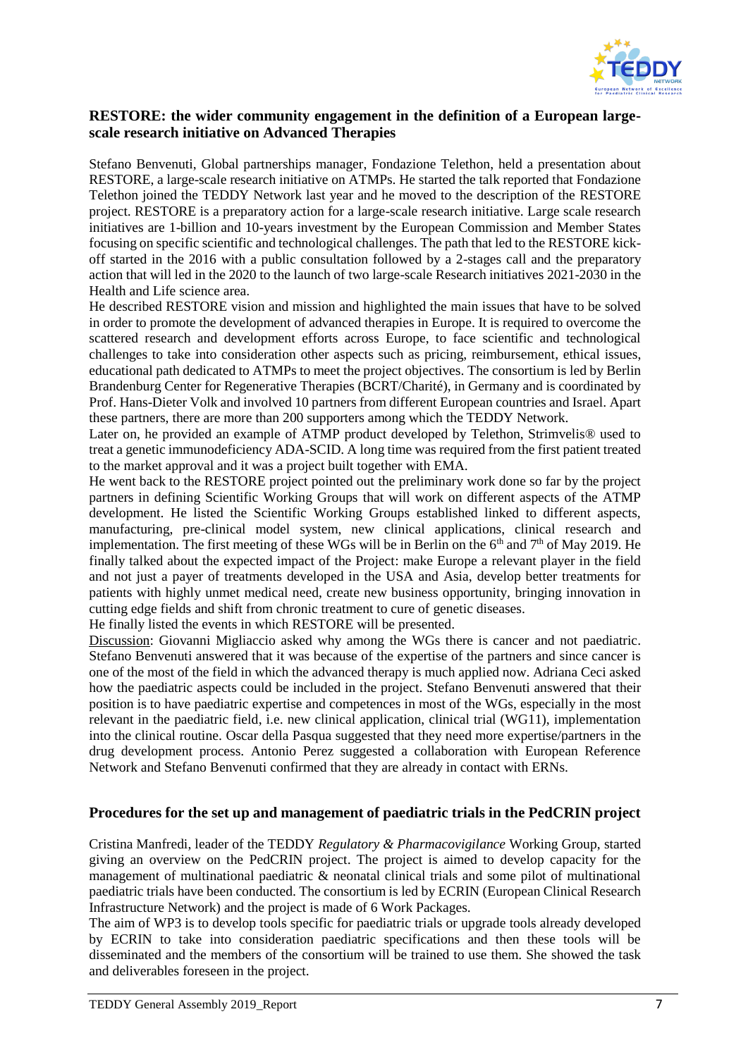## RESTORE: the wider community engagement in the definition of a European large-scale research initiative on Advanced Therapies

Stefano Benvenuti, Global partnerships manager, Fondazione Telethon, held a presentation about RESTORE, a large-scale research initiative on ATMPs. He started the talk reported that Fondazione Telethon joined the TEDDY Network last year and he moved to the description of the RESTORE project. RESTORE is a preparatory action for a large-scale research initiative. Large scale research initiatives are 1-billion and 10-years investment by the European Commission and Member States focusing on specific scientific and technological challenges. The path that led to the RESTORE kick-off started in the 2016 with a public consultation followed by a 2-stages call and the preparatory action that will led in the 2020 to the launch of two large-scale Research initiatives 2021-2030 in the Health and Life science area.

He described RESTORE vision and mission and highlighted the main issues that have to be solved in order to promote the development of advanced therapies in Europe. It is required to overcome the scattered research and development efforts across Europe, to face scientific and technological challenges to take into consideration other aspects such as pricing, reimbursement, ethical issues, educational path dedicated to ATMPs to meet the project objectives. The consortium is led by Berlin Brandenburg Center for Regenerative Therapies (BCRT/Charité), in Germany and is coordinated by Prof. Hans-Dieter Volk and involved 10 partners from different European countries and Israel. Apart these partners, there are more than 200 supporters among which the TEDDY Network.

Later on, he provided an example of ATMP product developed by Telethon, Strimvelis® used to treat a genetic immunodeficiency ADA-SCID. A long time was required from the first patient treated to the market approval and it was a project built together with EMA.

He went back to the RESTORE project pointed out the preliminary work done so far by the project partners in defining Scientific Working Groups that will work on different aspects of the ATMP development. He listed the Scientific Working Groups established linked to different aspects, manufacturing, pre-clinical model system, new clinical applications, clinical research and implementation. The first meeting of these WGs will be in Berlin on the 6th and 7th of May 2019. He finally talked about the expected impact of the Project: make Europe a relevant player in the field and not just a payer of treatments developed in the USA and Asia, develop better treatments for patients with highly unmet medical need, create new business opportunity, bringing innovation in cutting edge fields and shift from chronic treatment to cure of genetic diseases.

He finally listed the events in which RESTORE will be presented.

Discussion: Giovanni Migliaccio asked why among the WGs there is cancer and not paediatric. Stefano Benvenuti answered that it was because of the expertise of the partners and since cancer is one of the most of the field in which the advanced therapy is much applied now. Adriana Ceci asked how the paediatric aspects could be included in the project. Stefano Benvenuti answered that their position is to have paediatric expertise and competences in most of the WGs, especially in the most relevant in the paediatric field, i.e. new clinical application, clinical trial (WG11), implementation into the clinical routine. Oscar della Pasqua suggested that they need more expertise/partners in the drug development process. Antonio Perez suggested a collaboration with European Reference Network and Stefano Benvenuti confirmed that they are already in contact with ERNs.

## Procedures for the set up and management of paediatric trials in the PedCRIN project

Cristina Manfredi, leader of the TEDDY *Regulatory & Pharmacovigilance* Working Group, started giving an overview on the PedCRIN project. The project is aimed to develop capacity for the management of multinational paediatric & neonatal clinical trials and some pilot of multinational paediatric trials have been conducted. The consortium is led by ECRIN (European Clinical Research Infrastructure Network) and the project is made of 6 Work Packages.

The aim of WP3 is to develop tools specific for paediatric trials or upgrade tools already developed by ECRIN to take into consideration paediatric specifications and then these tools will be disseminated and the members of the consortium will be trained to use them. She showed the task and deliverables foreseen in the project.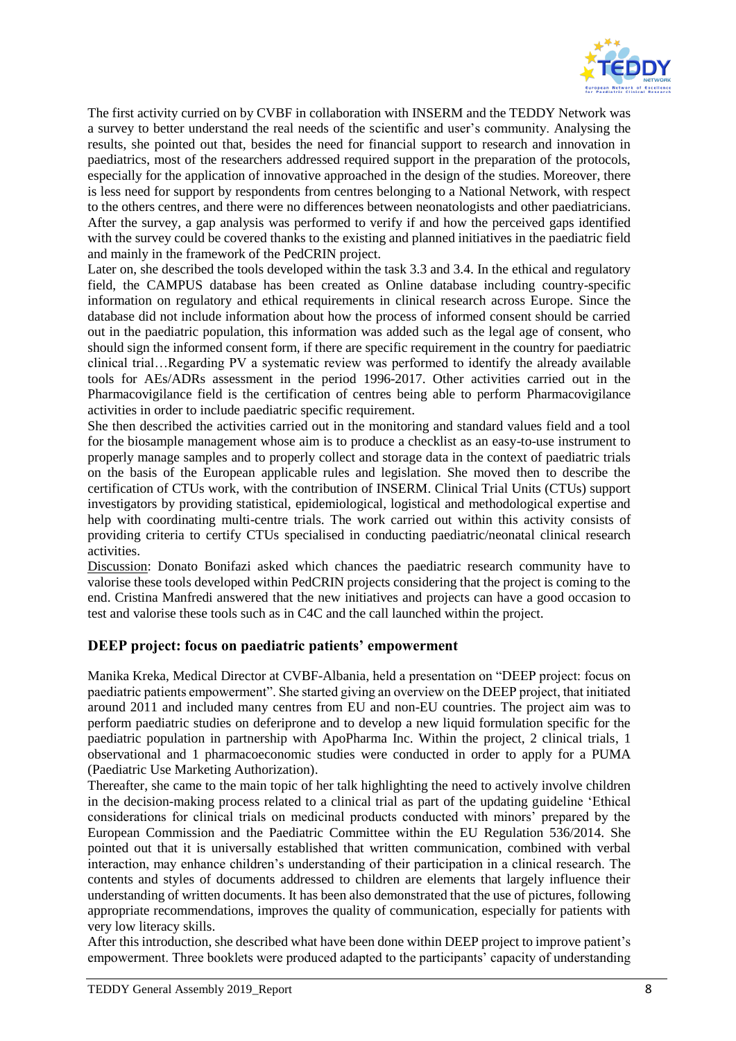The first activity curried on by CVBF in collaboration with INSERM and the TEDDY Network was a survey to better understand the real needs of the scientific and user's community. Analysing the results, she pointed out that, besides the need for financial support to research and innovation in paediatrics, most of the researchers addressed required support in the preparation of the protocols, especially for the application of innovative approached in the design of the studies. Moreover, there is less need for support by respondents from centres belonging to a National Network, with respect to the others centres, and there were no differences between neonatologists and other paediatricians. After the survey, a gap analysis was performed to verify if and how the perceived gaps identified with the survey could be covered thanks to the existing and planned initiatives in the paediatric field and mainly in the framework of the PedCRIN project.

Later on, she described the tools developed within the task 3.3 and 3.4. In the ethical and regulatory field, the CAMPUS database has been created as Online database including country-specific information on regulatory and ethical requirements in clinical research across Europe. Since the database did not include information about how the process of informed consent should be carried out in the paediatric population, this information was added such as the legal age of consent, who should sign the informed consent form, if there are specific requirement in the country for paediatric clinical trial…Regarding PV a systematic review was performed to identify the already available tools for AEs/ADRs assessment in the period 1996-2017. Other activities carried out in the Pharmacovigilance field is the certification of centres being able to perform Pharmacovigilance activities in order to include paediatric specific requirement.

She then described the activities carried out in the monitoring and standard values field and a tool for the biosample management whose aim is to produce a checklist as an easy-to-use instrument to properly manage samples and to properly collect and storage data in the context of paediatric trials on the basis of the European applicable rules and legislation. She moved then to describe the certification of CTUs work, with the contribution of INSERM. Clinical Trial Units (CTUs) support investigators by providing statistical, epidemiological, logistical and methodological expertise and help with coordinating multi-centre trials. The work carried out within this activity consists of providing criteria to certify CTUs specialised in conducting paediatric/neonatal clinical research activities.

Discussion: Donato Bonifazi asked which chances the paediatric research community have to valorise these tools developed within PedCRIN projects considering that the project is coming to the end. Cristina Manfredi answered that the new initiatives and projects can have a good occasion to test and valorise these tools such as in C4C and the call launched within the project.

## DEEP project: focus on paediatric patients' empowerment

Manika Kreka, Medical Director at CVBF-Albania, held a presentation on "DEEP project: focus on paediatric patients empowerment". She started giving an overview on the DEEP project, that initiated around 2011 and included many centres from EU and non-EU countries. The project aim was to perform paediatric studies on deferiprone and to develop a new liquid formulation specific for the paediatric population in partnership with ApoPharma Inc. Within the project, 2 clinical trials, 1 observational and 1 pharmacoeconomic studies were conducted in order to apply for a PUMA (Paediatric Use Marketing Authorization).

Thereafter, she came to the main topic of her talk highlighting the need to actively involve children in the decision-making process related to a clinical trial as part of the updating guideline 'Ethical considerations for clinical trials on medicinal products conducted with minors' prepared by the European Commission and the Paediatric Committee within the EU Regulation 536/2014. She pointed out that it is universally established that written communication, combined with verbal interaction, may enhance children's understanding of their participation in a clinical research. The contents and styles of documents addressed to children are elements that largely influence their understanding of written documents. It has been also demonstrated that the use of pictures, following appropriate recommendations, improves the quality of communication, especially for patients with very low literacy skills.

After this introduction, she described what have been done within DEEP project to improve patient's empowerment. Three booklets were produced adapted to the participants' capacity of understanding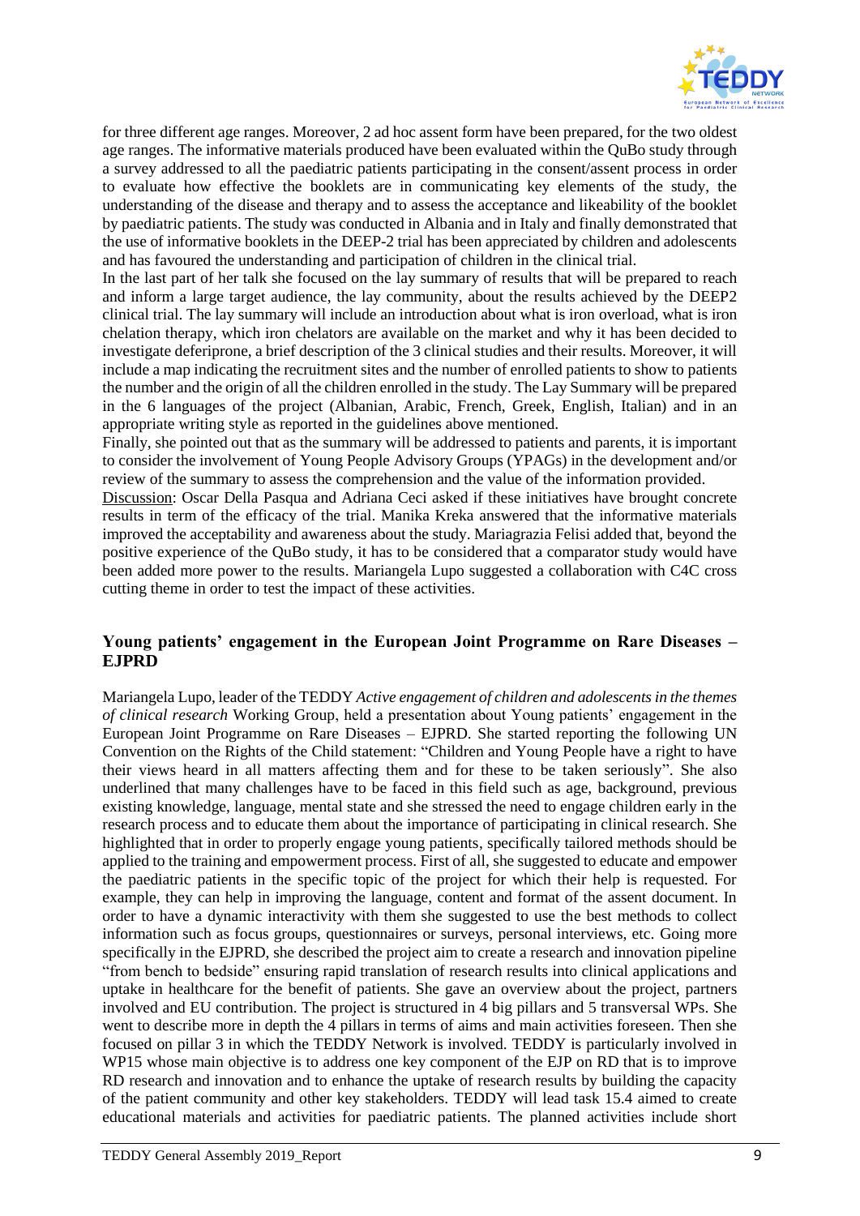for three different age ranges. Moreover, 2 ad hoc assent form have been prepared, for the two oldest age ranges. The informative materials produced have been evaluated within the QuBo study through a survey addressed to all the paediatric patients participating in the consent/assent process in order to evaluate how effective the booklets are in communicating key elements of the study, the understanding of the disease and therapy and to assess the acceptance and likeability of the booklet by paediatric patients. The study was conducted in Albania and in Italy and finally demonstrated that the use of informative booklets in the DEEP-2 trial has been appreciated by children and adolescents and has favoured the understanding and participation of children in the clinical trial.

In the last part of her talk she focused on the lay summary of results that will be prepared to reach and inform a large target audience, the lay community, about the results achieved by the DEEP2 clinical trial. The lay summary will include an introduction about what is iron overload, what is iron chelation therapy, which iron chelators are available on the market and why it has been decided to investigate deferiprone, a brief description of the 3 clinical studies and their results. Moreover, it will include a map indicating the recruitment sites and the number of enrolled patients to show to patients the number and the origin of all the children enrolled in the study. The Lay Summary will be prepared in the 6 languages of the project (Albanian, Arabic, French, Greek, English, Italian) and in an appropriate writing style as reported in the guidelines above mentioned.

Finally, she pointed out that as the summary will be addressed to patients and parents, it is important to consider the involvement of Young People Advisory Groups (YPAGs) in the development and/or review of the summary to assess the comprehension and the value of the information provided.

<u>Discussion</u>: Oscar Della Pasqua and Adriana Ceci asked if these initiatives have brought concrete results in term of the efficacy of the trial. Manika Kreka answered that the informative materials improved the acceptability and awareness about the study. Mariagrazia Felisi added that, beyond the positive experience of the QuBo study, it has to be considered that a comparator study would have been added more power to the results. Mariangela Lupo suggested a collaboration with C4C cross cutting theme in order to test the impact of these activities.

## Young patients' engagement in the European Joint Programme on Rare Diseases – EJPRD

Mariangela Lupo, leader of the TEDDY *Active engagement of children and adolescents in the themes of clinical research* Working Group, held a presentation about Young patients' engagement in the European Joint Programme on Rare Diseases – EJPRD. She started reporting the following UN Convention on the Rights of the Child statement: "Children and Young People have a right to have their views heard in all matters affecting them and for these to be taken seriously". She also underlined that many challenges have to be faced in this field such as age, background, previous existing knowledge, language, mental state and she stressed the need to engage children early in the research process and to educate them about the importance of participating in clinical research. She highlighted that in order to properly engage young patients, specifically tailored methods should be applied to the training and empowerment process. First of all, she suggested to educate and empower the paediatric patients in the specific topic of the project for which their help is requested. For example, they can help in improving the language, content and format of the assent document. In order to have a dynamic interactivity with them she suggested to use the best methods to collect information such as focus groups, questionnaires or surveys, personal interviews, etc. Going more specifically in the EJPRD, she described the project aim to create a research and innovation pipeline "from bench to bedside" ensuring rapid translation of research results into clinical applications and uptake in healthcare for the benefit of patients. She gave an overview about the project, partners involved and EU contribution. The project is structured in 4 big pillars and 5 transversal WPs. She went to describe more in depth the 4 pillars in terms of aims and main activities foreseen. Then she focused on pillar 3 in which the TEDDY Network is involved. TEDDY is particularly involved in WP15 whose main objective is to address one key component of the EJP on RD that is to improve RD research and innovation and to enhance the uptake of research results by building the capacity of the patient community and other key stakeholders. TEDDY will lead task 15.4 aimed to create educational materials and activities for paediatric patients. The planned activities include short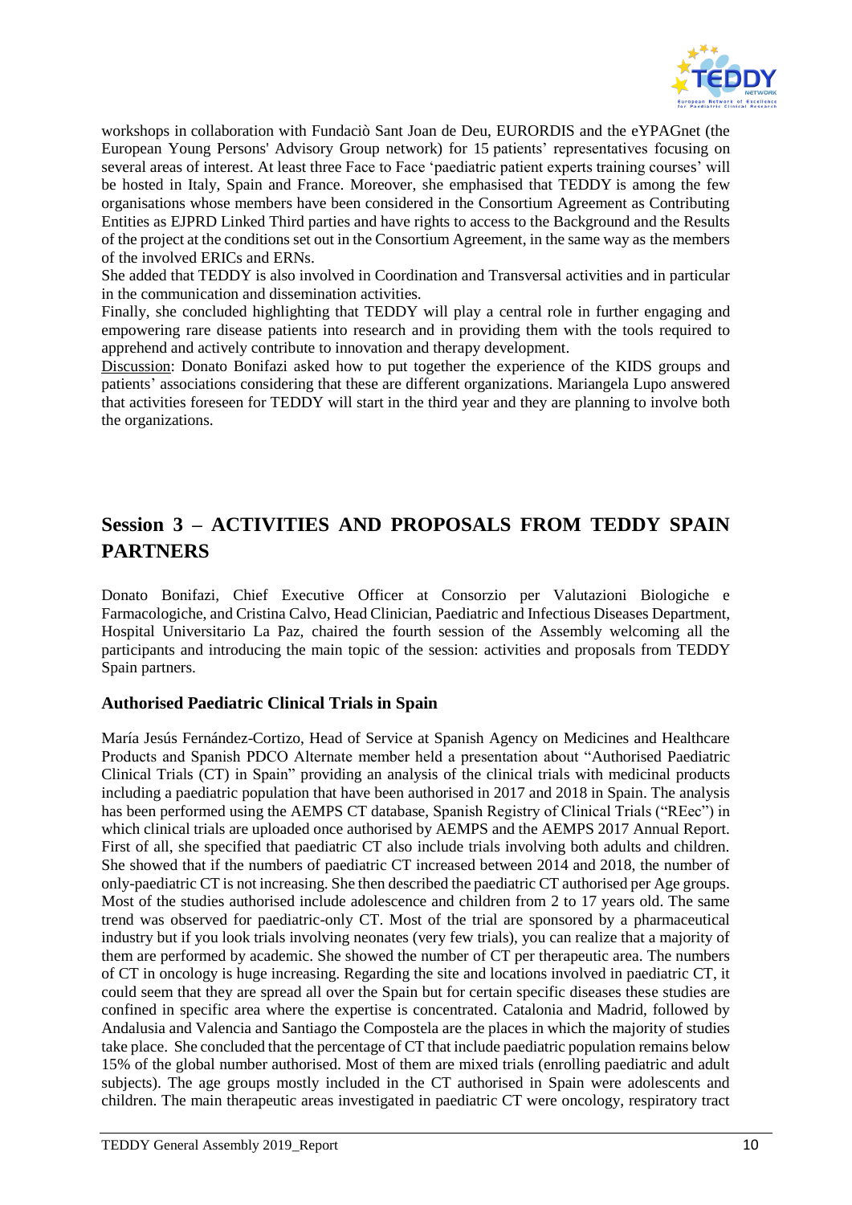workshops in collaboration with Fundaciò Sant Joan de Deu, EURORDIS and the eYPAGnet (the European Young Persons' Advisory Group network) for 15 patients' representatives focusing on several areas of interest. At least three Face to Face 'paediatric patient experts training courses' will be hosted in Italy, Spain and France. Moreover, she emphasised that TEDDY is among the few organisations whose members have been considered in the Consortium Agreement as Contributing Entities as EJPRD Linked Third parties and have rights to access to the Background and the Results of the project at the conditions set out in the Consortium Agreement, in the same way as the members of the involved ERICs and ERNs.

She added that TEDDY is also involved in Coordination and Transversal activities and in particular in the communication and dissemination activities.

Finally, she concluded highlighting that TEDDY will play a central role in further engaging and empowering rare disease patients into research and in providing them with the tools required to apprehend and actively contribute to innovation and therapy development.

Discussion: Donato Bonifazi asked how to put together the experience of the KIDS groups and patients' associations considering that these are different organizations. Mariangela Lupo answered that activities foreseen for TEDDY will start in the third year and they are planning to involve both the organizations.

## Session 3 – ACTIVITIES AND PROPOSALS FROM TEDDY SPAIN PARTNERS

Donato Bonifazi, Chief Executive Officer at Consorzio per Valutazioni Biologiche e Farmacologiche, and Cristina Calvo, Head Clinician, Paediatric and Infectious Diseases Department, Hospital Universitario La Paz, chaired the fourth session of the Assembly welcoming all the participants and introducing the main topic of the session: activities and proposals from TEDDY Spain partners.

### Authorised Paediatric Clinical Trials in Spain

María Jesús Fernández-Cortizo, Head of Service at Spanish Agency on Medicines and Healthcare Products and Spanish PDCO Alternate member held a presentation about "Authorised Paediatric Clinical Trials (CT) in Spain" providing an analysis of the clinical trials with medicinal products including a paediatric population that have been authorised in 2017 and 2018 in Spain. The analysis has been performed using the AEMPS CT database, Spanish Registry of Clinical Trials ("REec") in which clinical trials are uploaded once authorised by AEMPS and the AEMPS 2017 Annual Report. First of all, she specified that paediatric CT also include trials involving both adults and children. She showed that if the numbers of paediatric CT increased between 2014 and 2018, the number of only-paediatric CT is not increasing. She then described the paediatric CT authorised per Age groups. Most of the studies authorised include adolescence and children from 2 to 17 years old. The same trend was observed for paediatric-only CT. Most of the trial are sponsored by a pharmaceutical industry but if you look trials involving neonates (very few trials), you can realize that a majority of them are performed by academic. She showed the number of CT per therapeutic area. The numbers of CT in oncology is huge increasing. Regarding the site and locations involved in paediatric CT, it could seem that they are spread all over the Spain but for certain specific diseases these studies are confined in specific area where the expertise is concentrated. Catalonia and Madrid, followed by Andalusia and Valencia and Santiago the Compostela are the places in which the majority of studies take place. She concluded that the percentage of CT that include paediatric population remains below 15% of the global number authorised. Most of them are mixed trials (enrolling paediatric and adult subjects). The age groups mostly included in the CT authorised in Spain were adolescents and children. The main therapeutic areas investigated in paediatric CT were oncology, respiratory tract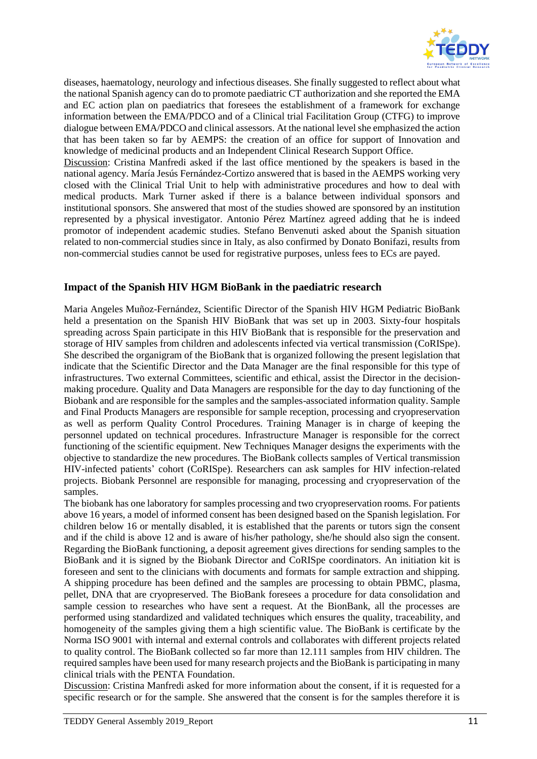diseases, haematology, neurology and infectious diseases. She finally suggested to reflect about what the national Spanish agency can do to promote paediatric CT authorization and she reported the EMA and EC action plan on paediatrics that foresees the establishment of a framework for exchange information between the EMA/PDCO and of a Clinical trial Facilitation Group (CTFG) to improve dialogue between EMA/PDCO and clinical assessors. At the national level she emphasized the action that has been taken so far by AEMPS: the creation of an office for support of Innovation and knowledge of medicinal products and an Independent Clinical Research Support Office.

Discussion: Cristina Manfredi asked if the last office mentioned by the speakers is based in the national agency. María Jesús Fernández-Cortizo answered that is based in the AEMPS working very closed with the Clinical Trial Unit to help with administrative procedures and how to deal with medical products. Mark Turner asked if there is a balance between individual sponsors and institutional sponsors. She answered that most of the studies showed are sponsored by an institution represented by a physical investigator. Antonio Pérez Martínez agreed adding that he is indeed promotor of independent academic studies. Stefano Benvenuti asked about the Spanish situation related to non-commercial studies since in Italy, as also confirmed by Donato Bonifazi, results from non-commercial studies cannot be used for registrative purposes, unless fees to ECs are payed.

## Impact of the Spanish HIV HGM BioBank in the paediatric research

Maria Angeles Muñoz-Fernández, Scientific Director of the Spanish HIV HGM Pediatric BioBank held a presentation on the Spanish HIV BioBank that was set up in 2003. Sixty-four hospitals spreading across Spain participate in this HIV BioBank that is responsible for the preservation and storage of HIV samples from children and adolescents infected via vertical transmission (CoRISpe). She described the organigram of the BioBank that is organized following the present legislation that indicate that the Scientific Director and the Data Manager are the final responsible for this type of infrastructures. Two external Committees, scientific and ethical, assist the Director in the decision-making procedure. Quality and Data Managers are responsible for the day to day functioning of the Biobank and are responsible for the samples and the samples-associated information quality. Sample and Final Products Managers are responsible for sample reception, processing and cryopreservation as well as perform Quality Control Procedures. Training Manager is in charge of keeping the personnel updated on technical procedures. Infrastructure Manager is responsible for the correct functioning of the scientific equipment. New Techniques Manager designs the experiments with the objective to standardize the new procedures. The BioBank collects samples of Vertical transmission HIV-infected patients' cohort (CoRISpe). Researchers can ask samples for HIV infection-related projects. Biobank Personnel are responsible for managing, processing and cryopreservation of the samples.

The biobank has one laboratory for samples processing and two cryopreservation rooms. For patients above 16 years, a model of informed consent has been designed based on the Spanish legislation. For children below 16 or mentally disabled, it is established that the parents or tutors sign the consent and if the child is above 12 and is aware of his/her pathology, she/he should also sign the consent. Regarding the BioBank functioning, a deposit agreement gives directions for sending samples to the BioBank and it is signed by the Biobank Director and CoRISpe coordinators. An initiation kit is foreseen and sent to the clinicians with documents and formats for sample extraction and shipping. A shipping procedure has been defined and the samples are processing to obtain PBMC, plasma, pellet, DNA that are cryopreserved. The BioBank foresees a procedure for data consolidation and sample cession to researches who have sent a request. At the BionBank, all the processes are performed using standardized and validated techniques which ensures the quality, traceability, and homogeneity of the samples giving them a high scientific value. The BioBank is certificate by the Norma ISO 9001 with internal and external controls and collaborates with different projects related to quality control. The BioBank collected so far more than 12.111 samples from HIV children. The required samples have been used for many research projects and the BioBank is participating in many clinical trials with the PENTA Foundation.

Discussion: Cristina Manfredi asked for more information about the consent, if it is requested for a specific research or for the sample. She answered that the consent is for the samples therefore it is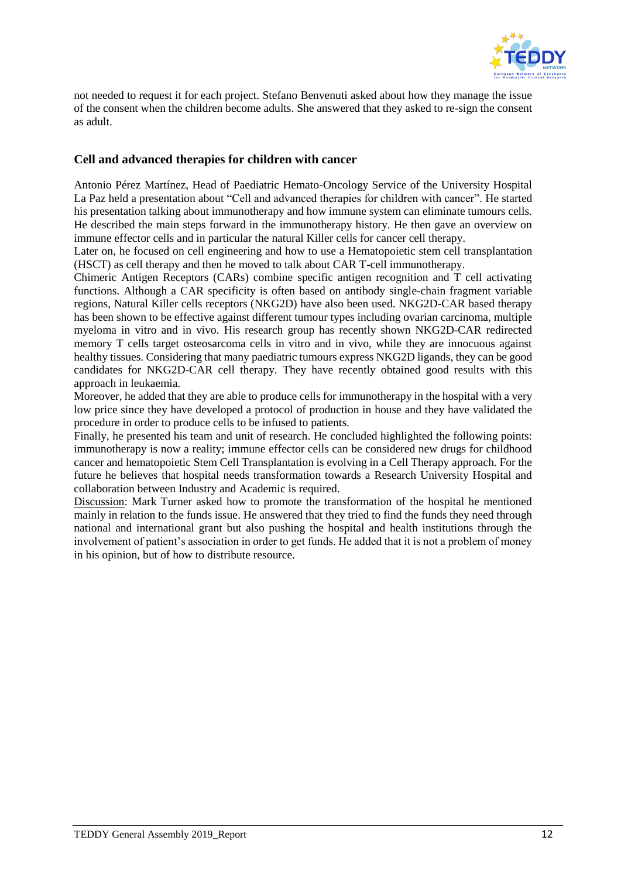not needed to request it for each project. Stefano Benvenuti asked about how they manage the issue of the consent when the children become adults. She answered that they asked to re-sign the consent as adult.

## Cell and advanced therapies for children with cancer

Antonio Pérez Martínez, Head of Paediatric Hemato-Oncology Service of the University Hospital La Paz held a presentation about "Cell and advanced therapies for children with cancer". He started his presentation talking about immunotherapy and how immune system can eliminate tumours cells. He described the main steps forward in the immunotherapy history. He then gave an overview on immune effector cells and in particular the natural Killer cells for cancer cell therapy.

Later on, he focused on cell engineering and how to use a Hematopoietic stem cell transplantation (HSCT) as cell therapy and then he moved to talk about CAR T-cell immunotherapy.

Chimeric Antigen Receptors (CARs) combine specific antigen recognition and T cell activating functions. Although a CAR specificity is often based on antibody single-chain fragment variable regions, Natural Killer cells receptors (NKG2D) have also been used. NKG2D-CAR based therapy has been shown to be effective against different tumour types including ovarian carcinoma, multiple myeloma in vitro and in vivo. His research group has recently shown NKG2D-CAR redirected memory T cells target osteosarcoma cells in vitro and in vivo, while they are innocuous against healthy tissues. Considering that many paediatric tumours express NKG2D ligands, they can be good candidates for NKG2D-CAR cell therapy. They have recently obtained good results with this approach in leukaemia.

Moreover, he added that they are able to produce cells for immunotherapy in the hospital with a very low price since they have developed a protocol of production in house and they have validated the procedure in order to produce cells to be infused to patients.

Finally, he presented his team and unit of research. He concluded highlighted the following points: immunotherapy is now a reality; immune effector cells can be considered new drugs for childhood cancer and hematopoietic Stem Cell Transplantation is evolving in a Cell Therapy approach. For the future he believes that hospital needs transformation towards a Research University Hospital and collaboration between Industry and Academic is required.

Discussion: Mark Turner asked how to promote the transformation of the hospital he mentioned mainly in relation to the funds issue. He answered that they tried to find the funds they need through national and international grant but also pushing the hospital and health institutions through the involvement of patient's association in order to get funds. He added that it is not a problem of money in his opinion, but of how to distribute resource.